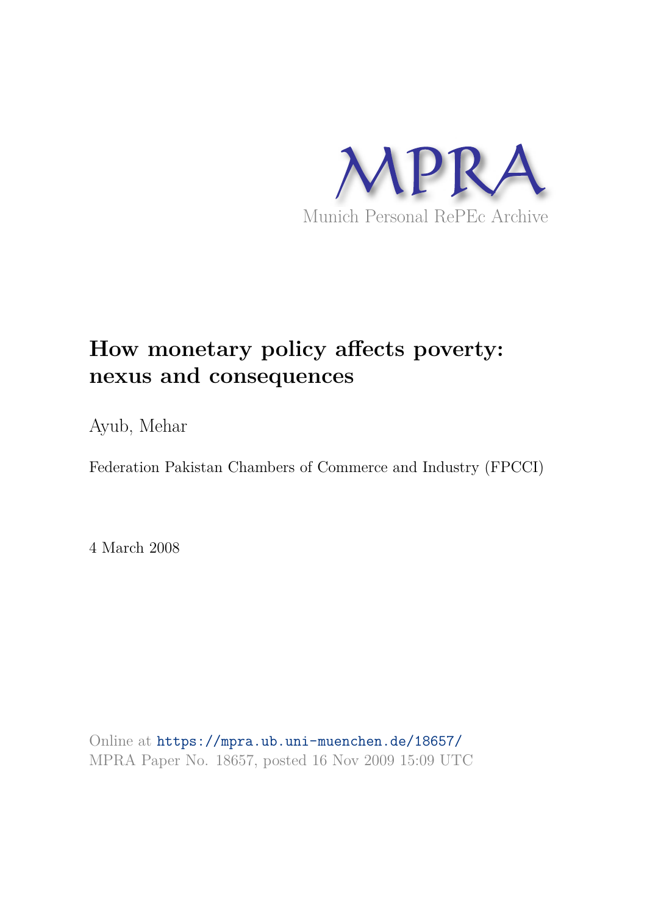MPRA

Munich Personal RePEc Archive

# How monetary policy affects poverty: nexus and consequences

Ayub, Mehar

Federation Pakistan Chambers of Commerce and Industry (FPCCI)

4 March 2008

Online at https://mpra.ub.uni-muenchen.de/18657/
MPRA Paper No. 18657, posted 16 Nov 2009 15:09 UTC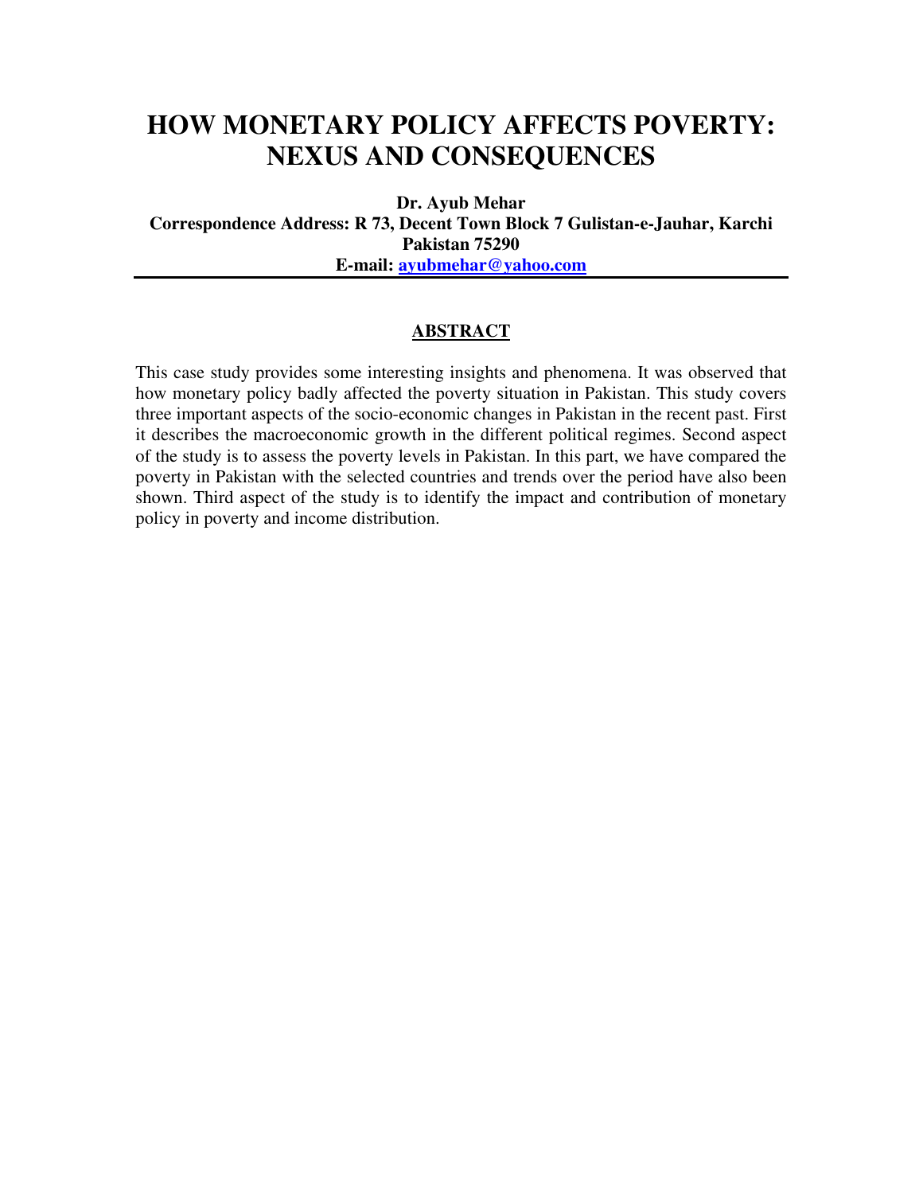# HOW MONETARY POLICY AFFECTS POVERTY: NEXUS AND CONSEQUENCES

**Dr. Ayub Mehar**
**Correspondence Address: R 73, Decent Town Block 7 Gulistan-e-Jauhar, Karchi Pakistan 75290**
**E-mail: ayubmehar@yahoo.com**

---

## ABSTRACT

This case study provides some interesting insights and phenomena. It was observed that how monetary policy badly affected the poverty situation in Pakistan. This study covers three important aspects of the socio-economic changes in Pakistan in the recent past. First it describes the macroeconomic growth in the different political regimes. Second aspect of the study is to assess the poverty levels in Pakistan. In this part, we have compared the poverty in Pakistan with the selected countries and trends over the period have also been shown. Third aspect of the study is to identify the impact and contribution of monetary policy in poverty and income distribution.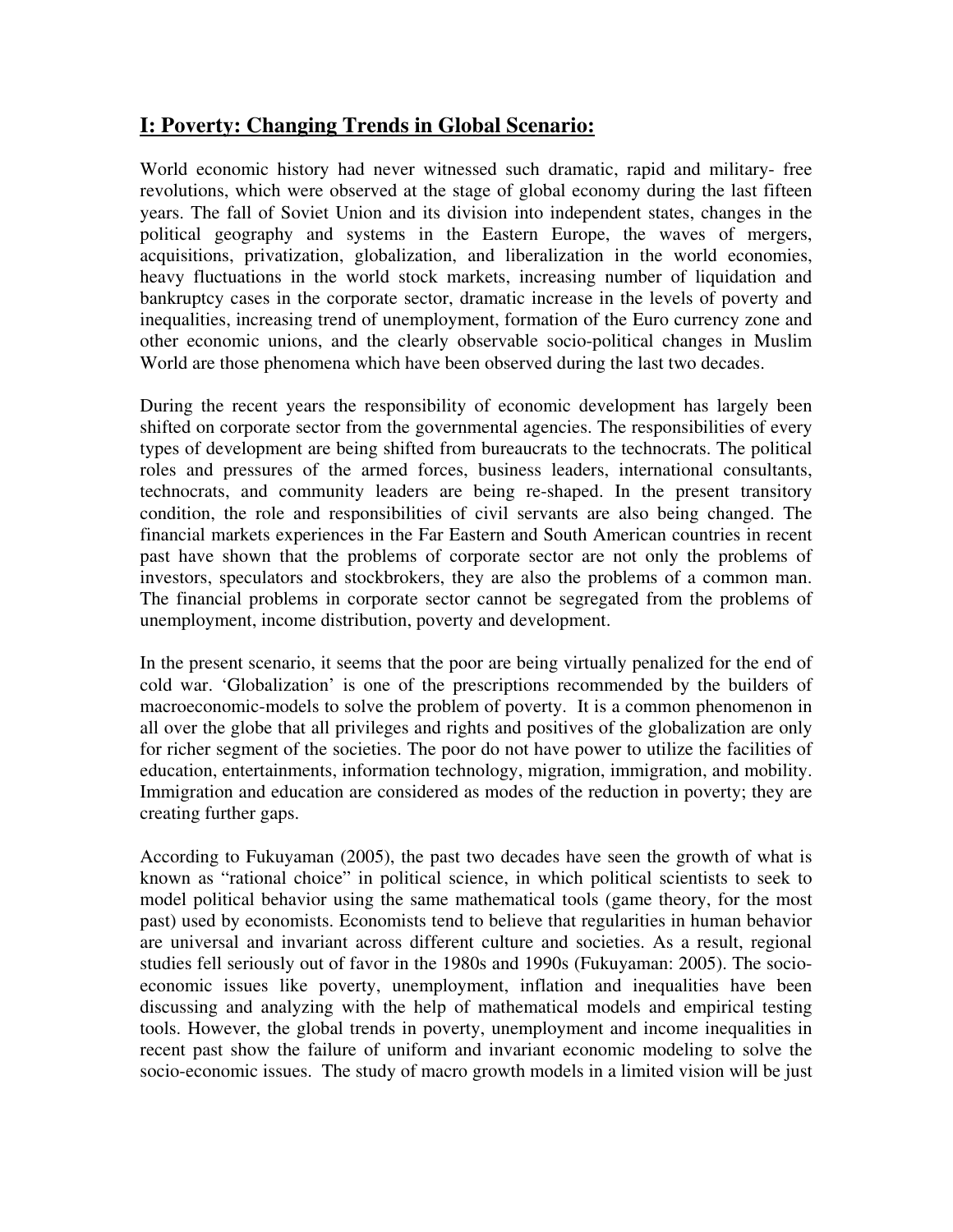## I: Poverty: Changing Trends in Global Scenario:

World economic history had never witnessed such dramatic, rapid and military- free revolutions, which were observed at the stage of global economy during the last fifteen years. The fall of Soviet Union and its division into independent states, changes in the political geography and systems in the Eastern Europe, the waves of mergers, acquisitions, privatization, globalization, and liberalization in the world economies, heavy fluctuations in the world stock markets, increasing number of liquidation and bankruptcy cases in the corporate sector, dramatic increase in the levels of poverty and inequalities, increasing trend of unemployment, formation of the Euro currency zone and other economic unions, and the clearly observable socio-political changes in Muslim World are those phenomena which have been observed during the last two decades.

During the recent years the responsibility of economic development has largely been shifted on corporate sector from the governmental agencies. The responsibilities of every types of development are being shifted from bureaucrats to the technocrats. The political roles and pressures of the armed forces, business leaders, international consultants, technocrats, and community leaders are being re-shaped. In the present transitory condition, the role and responsibilities of civil servants are also being changed. The financial markets experiences in the Far Eastern and South American countries in recent past have shown that the problems of corporate sector are not only the problems of investors, speculators and stockbrokers, they are also the problems of a common man. The financial problems in corporate sector cannot be segregated from the problems of unemployment, income distribution, poverty and development.

In the present scenario, it seems that the poor are being virtually penalized for the end of cold war. 'Globalization' is one of the prescriptions recommended by the builders of macroeconomic-models to solve the problem of poverty. It is a common phenomenon in all over the globe that all privileges and rights and positives of the globalization are only for richer segment of the societies. The poor do not have power to utilize the facilities of education, entertainments, information technology, migration, immigration, and mobility. Immigration and education are considered as modes of the reduction in poverty; they are creating further gaps.

According to Fukuyaman (2005), the past two decades have seen the growth of what is known as "rational choice" in political science, in which political scientists to seek to model political behavior using the same mathematical tools (game theory, for the most past) used by economists. Economists tend to believe that regularities in human behavior are universal and invariant across different culture and societies. As a result, regional studies fell seriously out of favor in the 1980s and 1990s (Fukuyaman: 2005). The socio-economic issues like poverty, unemployment, inflation and inequalities have been discussing and analyzing with the help of mathematical models and empirical testing tools. However, the global trends in poverty, unemployment and income inequalities in recent past show the failure of uniform and invariant economic modeling to solve the socio-economic issues. The study of macro growth models in a limited vision will be just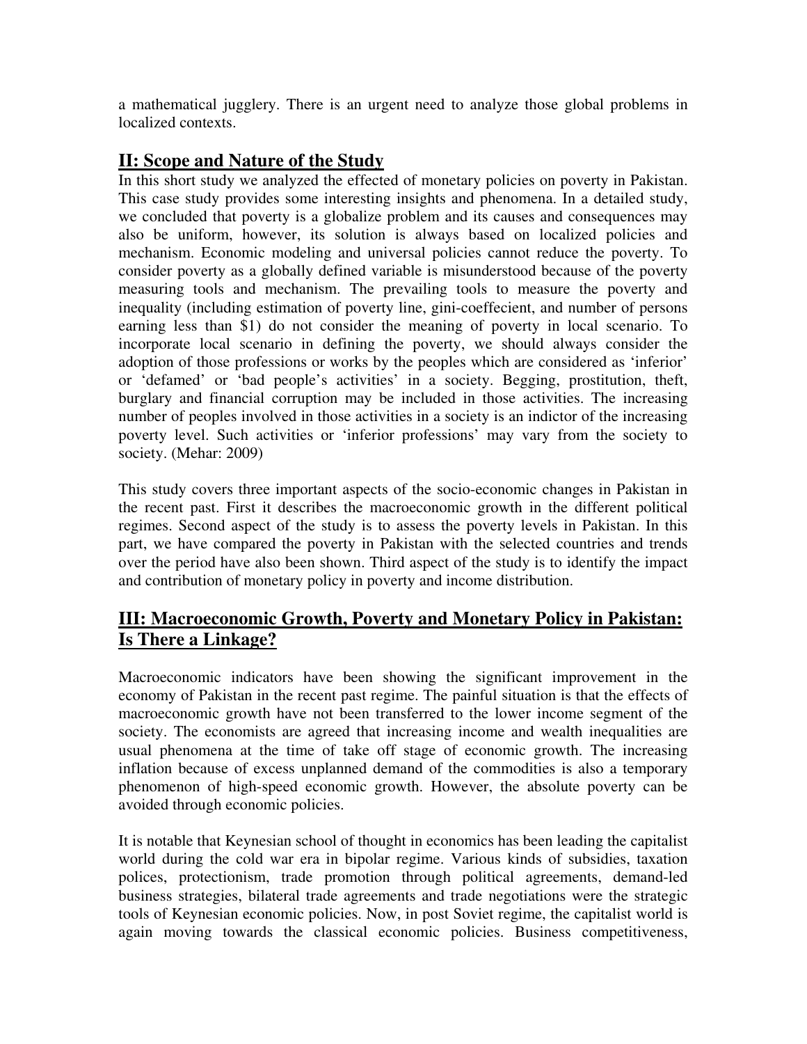a mathematical jugglery. There is an urgent need to analyze those global problems in localized contexts.

## II: Scope and Nature of the Study

In this short study we analyzed the effected of monetary policies on poverty in Pakistan. This case study provides some interesting insights and phenomena. In a detailed study, we concluded that poverty is a globalize problem and its causes and consequences may also be uniform, however, its solution is always based on localized policies and mechanism. Economic modeling and universal policies cannot reduce the poverty. To consider poverty as a globally defined variable is misunderstood because of the poverty measuring tools and mechanism. The prevailing tools to measure the poverty and inequality (including estimation of poverty line, gini-coeffecient, and number of persons earning less than $1) do not consider the meaning of poverty in local scenario. To incorporate local scenario in defining the poverty, we should always consider the adoption of those professions or works by the peoples which are considered as 'inferior' or 'defamed' or 'bad people's activities' in a society. Begging, prostitution, theft, burglary and financial corruption may be included in those activities. The increasing number of peoples involved in those activities in a society is an indictor of the increasing poverty level. Such activities or 'inferior professions' may vary from the society to society. (Mehar: 2009)

This study covers three important aspects of the socio-economic changes in Pakistan in the recent past. First it describes the macroeconomic growth in the different political regimes. Second aspect of the study is to assess the poverty levels in Pakistan. In this part, we have compared the poverty in Pakistan with the selected countries and trends over the period have also been shown. Third aspect of the study is to identify the impact and contribution of monetary policy in poverty and income distribution.

## III: Macroeconomic Growth, Poverty and Monetary Policy in Pakistan: Is There a Linkage?

Macroeconomic indicators have been showing the significant improvement in the economy of Pakistan in the recent past regime. The painful situation is that the effects of macroeconomic growth have not been transferred to the lower income segment of the society. The economists are agreed that increasing income and wealth inequalities are usual phenomena at the time of take off stage of economic growth. The increasing inflation because of excess unplanned demand of the commodities is also a temporary phenomenon of high-speed economic growth. However, the absolute poverty can be avoided through economic policies.

It is notable that Keynesian school of thought in economics has been leading the capitalist world during the cold war era in bipolar regime. Various kinds of subsidies, taxation polices, protectionism, trade promotion through political agreements, demand-led business strategies, bilateral trade agreements and trade negotiations were the strategic tools of Keynesian economic policies. Now, in post Soviet regime, the capitalist world is again moving towards the classical economic policies. Business competitiveness,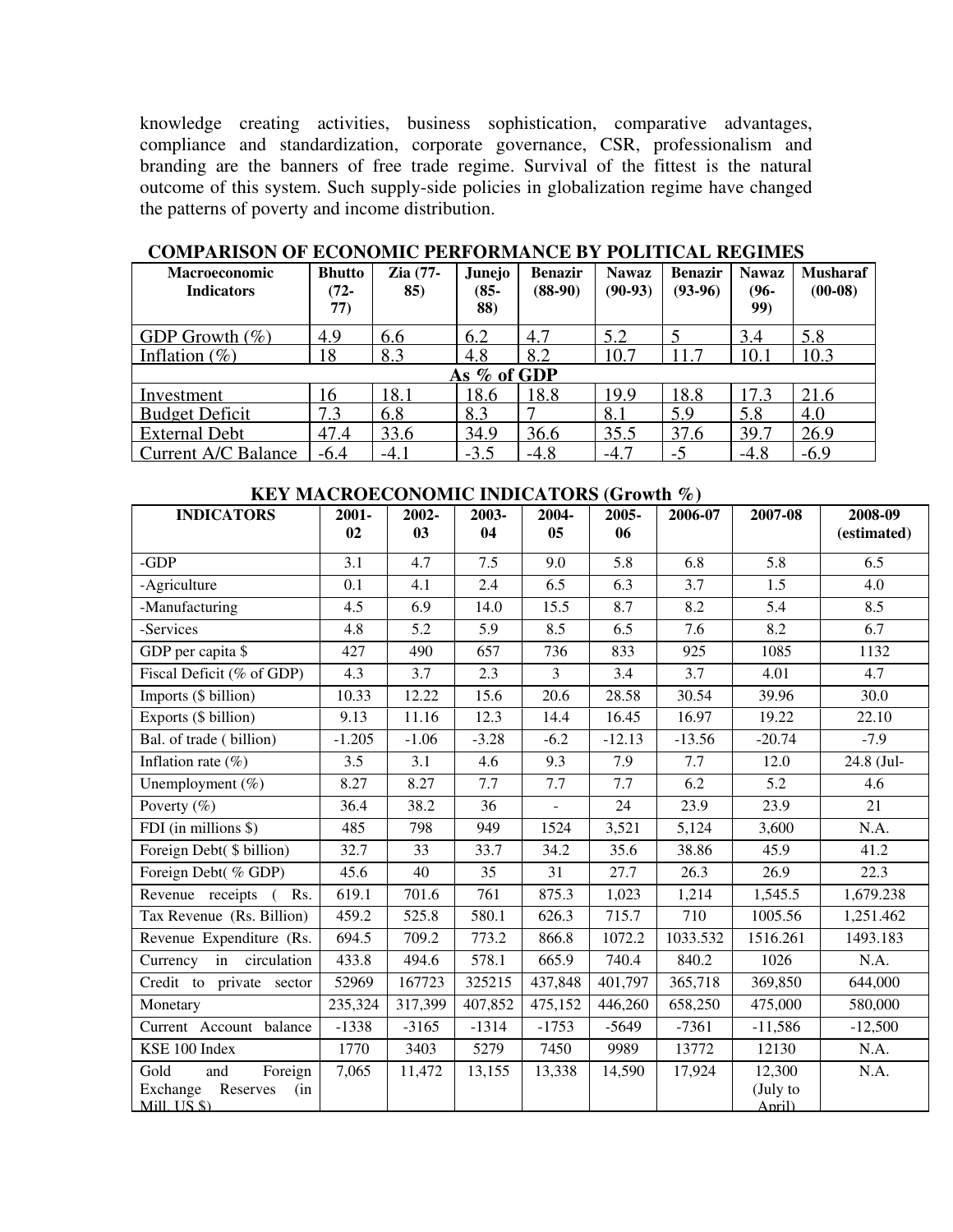knowledge creating activities, business sophistication, comparative advantages, compliance and standardization, corporate governance, CSR, professionalism and branding are the banners of free trade regime. Survival of the fittest is the natural outcome of this system. Such supply-side policies in globalization regime have changed the patterns of poverty and income distribution.

**COMPARISON OF ECONOMIC PERFORMANCE BY POLITICAL REGIMES**

| Macroeconomic Indicators | Bhutto (72-77) | Zia (77-85) | Junejo (85-88) | Benazir (88-90) | Nawaz (90-93) | Benazir (93-96) | Nawaz (96-99) | Musharaf (00-08) |
|---|---|---|---|---|---|---|---|---|
| GDP Growth (%) | 4.9 | 6.6 | 6.2 | 4.7 | 5.2 | 5 | 3.4 | 5.8 |
| Inflation (%) | 18 | 8.3 | 4.8 | 8.2 | 10.7 | 11.7 | 10.1 | 10.3 |
| **As % of GDP** | | | | | | | | |
| Investment | 16 | 18.1 | 18.6 | 18.8 | 19.9 | 18.8 | 17.3 | 21.6 |
| Budget Deficit | 7.3 | 6.8 | 8.3 | 7 | 8.1 | 5.9 | 5.8 | 4.0 |
| External Debt | 47.4 | 33.6 | 34.9 | 36.6 | 35.5 | 37.6 | 39.7 | 26.9 |
| Current A/C Balance | -6.4 | -4.1 | -3.5 | -4.8 | -4.7 | -5 | -4.8 | -6.9 |

**KEY MACROECONOMIC INDICATORS (Growth %)**

| INDICATORS | 2001-02 | 2002-03 | 2003-04 | 2004-05 | 2005-06 | 2006-07 | 2007-08 | 2008-09 (estimated) |
|---|---|---|---|---|---|---|---|---|
| -GDP | 3.1 | 4.7 | 7.5 | 9.0 | 5.8 | 6.8 | 5.8 | 6.5 |
| -Agriculture | 0.1 | 4.1 | 2.4 | 6.5 | 6.3 | 3.7 | 1.5 | 4.0 |
| -Manufacturing | 4.5 | 6.9 | 14.0 | 15.5 | 8.7 | 8.2 | 5.4 | 8.5 |
| -Services | 4.8 | 5.2 | 5.9 | 8.5 | 6.5 | 7.6 | 8.2 | 6.7 |
| GDP per capita $ | 427 | 490 | 657 | 736 | 833 | 925 | 1085 | 1132 |
| Fiscal Deficit (% of GDP) | 4.3 | 3.7 | 2.3 | 3 | 3.4 | 3.7 | 4.01 | 4.7 |
| Imports ($ billion) | 10.33 | 12.22 | 15.6 | 20.6 | 28.58 | 30.54 | 39.96 | 30.0 |
| Exports ($ billion) | 9.13 | 11.16 | 12.3 | 14.4 | 16.45 | 16.97 | 19.22 | 22.10 |
| Bal. of trade ( billion) | -1.205 | -1.06 | -3.28 | -6.2 | -12.13 | -13.56 | -20.74 | -7.9 |
| Inflation rate (%) | 3.5 | 3.1 | 4.6 | 9.3 | 7.9 | 7.7 | 12.0 | 24.8 (Jul- |
| Unemployment (%) | 8.27 | 8.27 | 7.7 | 7.7 | 7.7 | 6.2 | 5.2 | 4.6 |
| Poverty (%) | 36.4 | 38.2 | 36 | - | 24 | 23.9 | 23.9 | 21 |
| FDI (in millions $) | 485 | 798 | 949 | 1524 | 3,521 | 5,124 | 3,600 | N.A. |
| Foreign Debt( $ billion) | 32.7 | 33 | 33.7 | 34.2 | 35.6 | 38.86 | 45.9 | 41.2 |
| Foreign Debt( % GDP) | 45.6 | 40 | 35 | 31 | 27.7 | 26.3 | 26.9 | 22.3 |
| Revenue receipts ( Rs. | 619.1 | 701.6 | 761 | 875.3 | 1,023 | 1,214 | 1,545.5 | 1,679.238 |
| Tax Revenue (Rs. Billion) | 459.2 | 525.8 | 580.1 | 626.3 | 715.7 | 710 | 1005.56 | 1,251.462 |
| Revenue Expenditure (Rs. | 694.5 | 709.2 | 773.2 | 866.8 | 1072.2 | 1033.532 | 1516.261 | 1493.183 |
| Currency in circulation | 433.8 | 494.6 | 578.1 | 665.9 | 740.4 | 840.2 | 1026 | N.A. |
| Credit to private sector | 52969 | 167723 | 325215 | 437,848 | 401,797 | 365,718 | 369,850 | 644,000 |
| Monetary | 235,324 | 317,399 | 407,852 | 475,152 | 446,260 | 658,250 | 475,000 | 580,000 |
| Current Account balance | -1338 | -3165 | -1314 | -1753 | -5649 | -7361 | -11,586 | -12,500 |
| KSE 100 Index | 1770 | 3403 | 5279 | 7450 | 9989 | 13772 | 12130 | N.A. |
| Gold and Foreign Exchange Reserves (in Mill. US $) | 7,065 | 11,472 | 13,155 | 13,338 | 14,590 | 17,924 | 12,300 (July to April) | N.A. |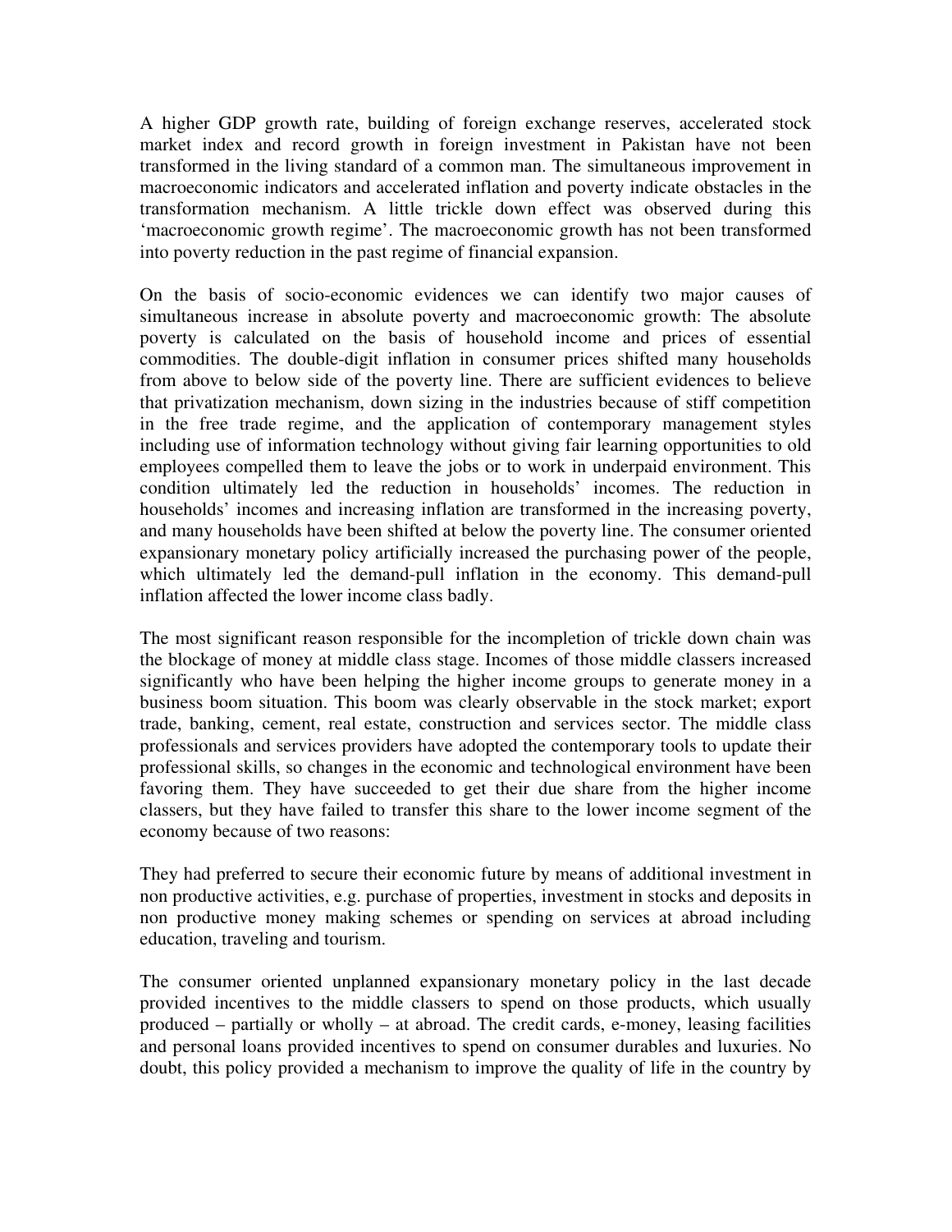A higher GDP growth rate, building of foreign exchange reserves, accelerated stock market index and record growth in foreign investment in Pakistan have not been transformed in the living standard of a common man. The simultaneous improvement in macroeconomic indicators and accelerated inflation and poverty indicate obstacles in the transformation mechanism. A little trickle down effect was observed during this 'macroeconomic growth regime'. The macroeconomic growth has not been transformed into poverty reduction in the past regime of financial expansion.

On the basis of socio-economic evidences we can identify two major causes of simultaneous increase in absolute poverty and macroeconomic growth: The absolute poverty is calculated on the basis of household income and prices of essential commodities. The double-digit inflation in consumer prices shifted many households from above to below side of the poverty line. There are sufficient evidences to believe that privatization mechanism, down sizing in the industries because of stiff competition in the free trade regime, and the application of contemporary management styles including use of information technology without giving fair learning opportunities to old employees compelled them to leave the jobs or to work in underpaid environment. This condition ultimately led the reduction in households' incomes. The reduction in households' incomes and increasing inflation are transformed in the increasing poverty, and many households have been shifted at below the poverty line. The consumer oriented expansionary monetary policy artificially increased the purchasing power of the people, which ultimately led the demand-pull inflation in the economy. This demand-pull inflation affected the lower income class badly.

The most significant reason responsible for the incompletion of trickle down chain was the blockage of money at middle class stage. Incomes of those middle classers increased significantly who have been helping the higher income groups to generate money in a business boom situation. This boom was clearly observable in the stock market; export trade, banking, cement, real estate, construction and services sector. The middle class professionals and services providers have adopted the contemporary tools to update their professional skills, so changes in the economic and technological environment have been favoring them. They have succeeded to get their due share from the higher income classers, but they have failed to transfer this share to the lower income segment of the economy because of two reasons:

They had preferred to secure their economic future by means of additional investment in non productive activities, e.g. purchase of properties, investment in stocks and deposits in non productive money making schemes or spending on services at abroad including education, traveling and tourism.

The consumer oriented unplanned expansionary monetary policy in the last decade provided incentives to the middle classers to spend on those products, which usually produced – partially or wholly – at abroad. The credit cards, e-money, leasing facilities and personal loans provided incentives to spend on consumer durables and luxuries. No doubt, this policy provided a mechanism to improve the quality of life in the country by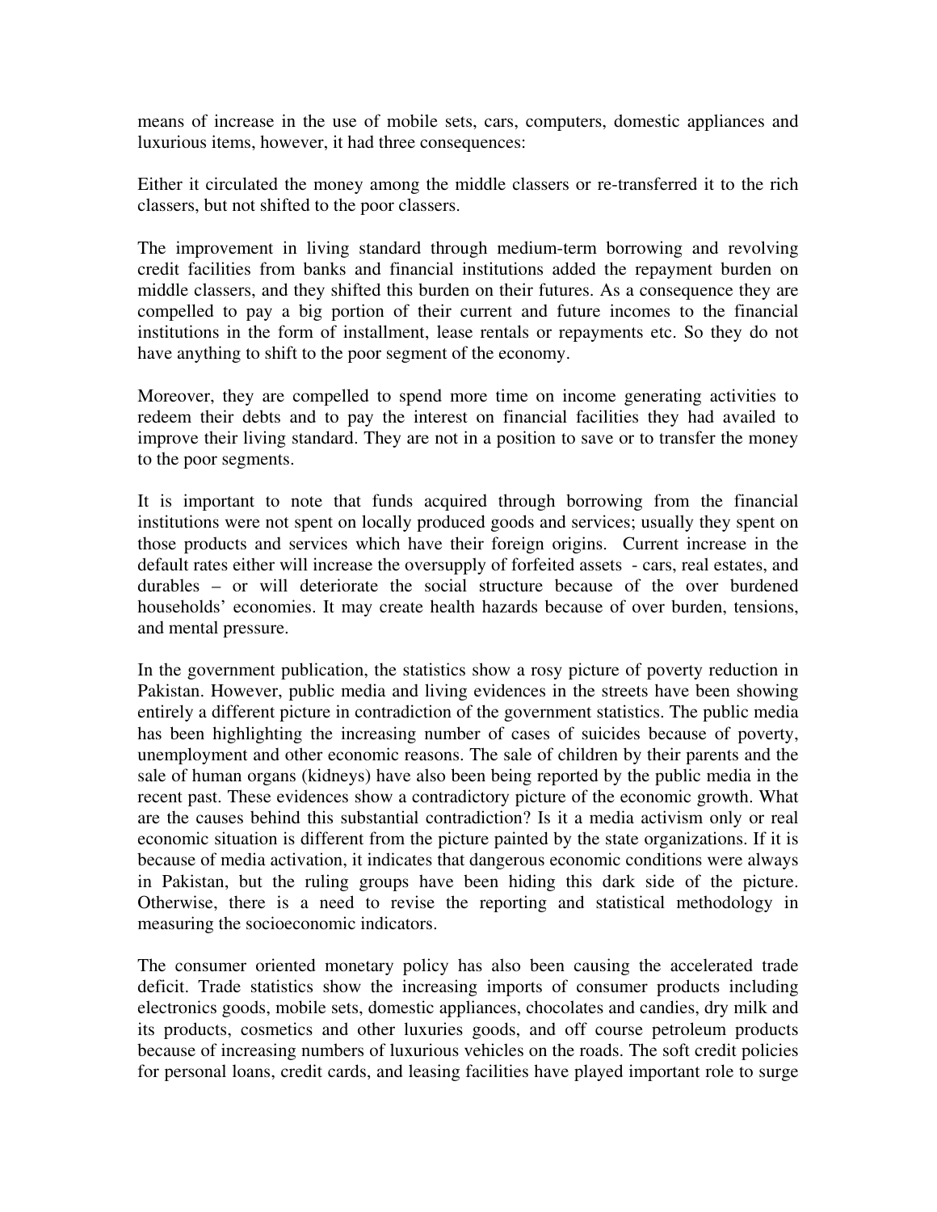means of increase in the use of mobile sets, cars, computers, domestic appliances and luxurious items, however, it had three consequences:

Either it circulated the money among the middle classers or re-transferred it to the rich classers, but not shifted to the poor classers.

The improvement in living standard through medium-term borrowing and revolving credit facilities from banks and financial institutions added the repayment burden on middle classers, and they shifted this burden on their futures. As a consequence they are compelled to pay a big portion of their current and future incomes to the financial institutions in the form of installment, lease rentals or repayments etc. So they do not have anything to shift to the poor segment of the economy.

Moreover, they are compelled to spend more time on income generating activities to redeem their debts and to pay the interest on financial facilities they had availed to improve their living standard. They are not in a position to save or to transfer the money to the poor segments.

It is important to note that funds acquired through borrowing from the financial institutions were not spent on locally produced goods and services; usually they spent on those products and services which have their foreign origins. Current increase in the default rates either will increase the oversupply of forfeited assets - cars, real estates, and durables – or will deteriorate the social structure because of the over burdened households' economies. It may create health hazards because of over burden, tensions, and mental pressure.

In the government publication, the statistics show a rosy picture of poverty reduction in Pakistan. However, public media and living evidences in the streets have been showing entirely a different picture in contradiction of the government statistics. The public media has been highlighting the increasing number of cases of suicides because of poverty, unemployment and other economic reasons. The sale of children by their parents and the sale of human organs (kidneys) have also been being reported by the public media in the recent past. These evidences show a contradictory picture of the economic growth. What are the causes behind this substantial contradiction? Is it a media activism only or real economic situation is different from the picture painted by the state organizations. If it is because of media activation, it indicates that dangerous economic conditions were always in Pakistan, but the ruling groups have been hiding this dark side of the picture. Otherwise, there is a need to revise the reporting and statistical methodology in measuring the socioeconomic indicators.

The consumer oriented monetary policy has also been causing the accelerated trade deficit. Trade statistics show the increasing imports of consumer products including electronics goods, mobile sets, domestic appliances, chocolates and candies, dry milk and its products, cosmetics and other luxuries goods, and off course petroleum products because of increasing numbers of luxurious vehicles on the roads. The soft credit policies for personal loans, credit cards, and leasing facilities have played important role to surge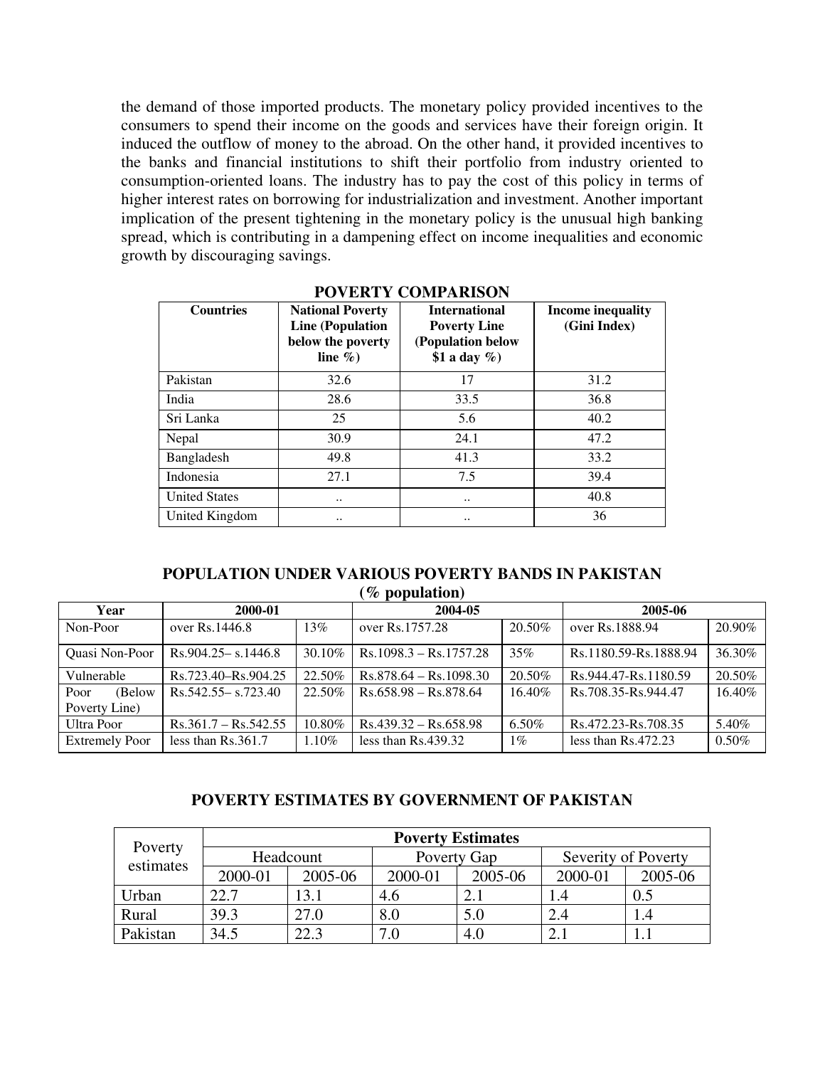the demand of those imported products. The monetary policy provided incentives to the consumers to spend their income on the goods and services have their foreign origin. It induced the outflow of money to the abroad. On the other hand, it provided incentives to the banks and financial institutions to shift their portfolio from industry oriented to consumption-oriented loans. The industry has to pay the cost of this policy in terms of higher interest rates on borrowing for industrialization and investment. Another important implication of the present tightening in the monetary policy is the unusual high banking spread, which is contributing in a dampening effect on income inequalities and economic growth by discouraging savings.

**POVERTY COMPARISON**

| Countries | National Poverty Line (Population below the poverty line %) | International Poverty Line (Population below $1 a day %) | Income inequality (Gini Index) |
|---|---|---|---|
| Pakistan | 32.6 | 17 | 31.2 |
| India | 28.6 | 33.5 | 36.8 |
| Sri Lanka | 25 | 5.6 | 40.2 |
| Nepal | 30.9 | 24.1 | 47.2 |
| Bangladesh | 49.8 | 41.3 | 33.2 |
| Indonesia | 27.1 | 7.5 | 39.4 |
| United States | .. | .. | 40.8 |
| United Kingdom | .. | .. | 36 |

**POPULATION UNDER VARIOUS POVERTY BANDS IN PAKISTAN (% population)**

| Year | 2000-01 | | 2004-05 | | 2005-06 | |
|---|---|---|---|---|---|---|
| Non-Poor | over Rs.1446.8 | 13% | over Rs.1757.28 | 20.50% | over Rs.1888.94 | 20.90% |
| Quasi Non-Poor | Rs.904.25– s.1446.8 | 30.10% | Rs.1098.3 – Rs.1757.28 | 35% | Rs.1180.59-Rs.1888.94 | 36.30% |
| Vulnerable | Rs.723.40–Rs.904.25 | 22.50% | Rs.878.64 – Rs.1098.30 | 20.50% | Rs.944.47-Rs.1180.59 | 20.50% |
| Poor (Below Poverty Line) | Rs.542.55– s.723.40 | 22.50% | Rs.658.98 – Rs.878.64 | 16.40% | Rs.708.35-Rs.944.47 | 16.40% |
| Ultra Poor | Rs.361.7 – Rs.542.55 | 10.80% | Rs.439.32 – Rs.658.98 | 6.50% | Rs.472.23-Rs.708.35 | 5.40% |
| Extremely Poor | less than Rs.361.7 | 1.10% | less than Rs.439.32 | 1% | less than Rs.472.23 | 0.50% |

**POVERTY ESTIMATES BY GOVERNMENT OF PAKISTAN**

| Poverty estimates | Poverty Estimates | | | | | |
|---|---|---|---|---|---|---|
| | Headcount | | Poverty Gap | | Severity of Poverty | |
| | 2000-01 | 2005-06 | 2000-01 | 2005-06 | 2000-01 | 2005-06 |
| Urban | 22.7 | 13.1 | 4.6 | 2.1 | 1.4 | 0.5 |
| Rural | 39.3 | 27.0 | 8.0 | 5.0 | 2.4 | 1.4 |
| Pakistan | 34.5 | 22.3 | 7.0 | 4.0 | 2.1 | 1.1 |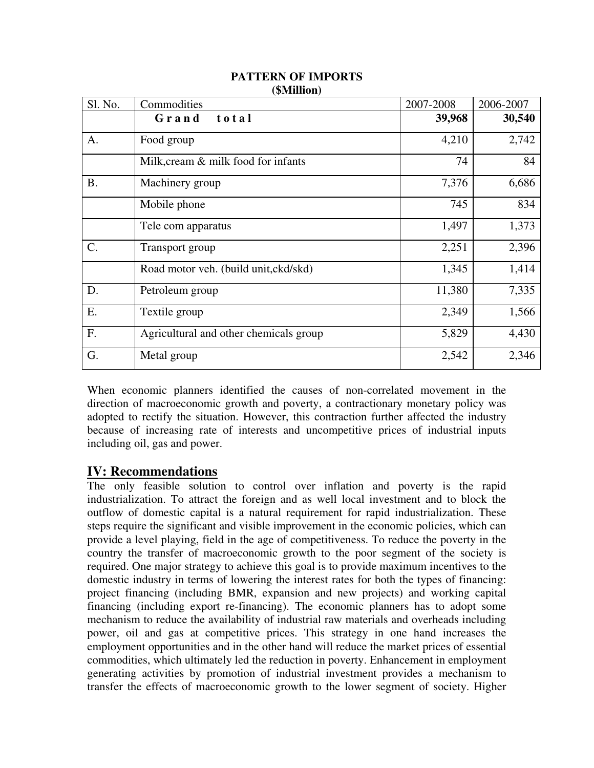**PATTERN OF IMPORTS**
**($Million)**

| Sl. No. | Commodities | 2007-2008 | 2006-2007 |
|---|---|---|---|
| | **Grand total** | **39,968** | **30,540** |
| A. | Food group | 4,210 | 2,742 |
| | Milk,cream & milk food for infants | 74 | 84 |
| B. | Machinery group | 7,376 | 6,686 |
| | Mobile phone | 745 | 834 |
| | Tele com apparatus | 1,497 | 1,373 |
| C. | Transport group | 2,251 | 2,396 |
| | Road motor veh. (build unit,ckd/skd) | 1,345 | 1,414 |
| D. | Petroleum group | 11,380 | 7,335 |
| E. | Textile group | 2,349 | 1,566 |
| F. | Agricultural and other chemicals group | 5,829 | 4,430 |
| G. | Metal group | 2,542 | 2,346 |

When economic planners identified the causes of non-correlated movement in the direction of macroeconomic growth and poverty, a contractionary monetary policy was adopted to rectify the situation. However, this contraction further affected the industry because of increasing rate of interests and uncompetitive prices of industrial inputs including oil, gas and power.

## IV: Recommendations

The only feasible solution to control over inflation and poverty is the rapid industrialization. To attract the foreign and as well local investment and to block the outflow of domestic capital is a natural requirement for rapid industrialization. These steps require the significant and visible improvement in the economic policies, which can provide a level playing, field in the age of competitiveness. To reduce the poverty in the country the transfer of macroeconomic growth to the poor segment of the society is required. One major strategy to achieve this goal is to provide maximum incentives to the domestic industry in terms of lowering the interest rates for both the types of financing: project financing (including BMR, expansion and new projects) and working capital financing (including export re-financing). The economic planners has to adopt some mechanism to reduce the availability of industrial raw materials and overheads including power, oil and gas at competitive prices. This strategy in one hand increases the employment opportunities and in the other hand will reduce the market prices of essential commodities, which ultimately led the reduction in poverty. Enhancement in employment generating activities by promotion of industrial investment provides a mechanism to transfer the effects of macroeconomic growth to the lower segment of society. Higher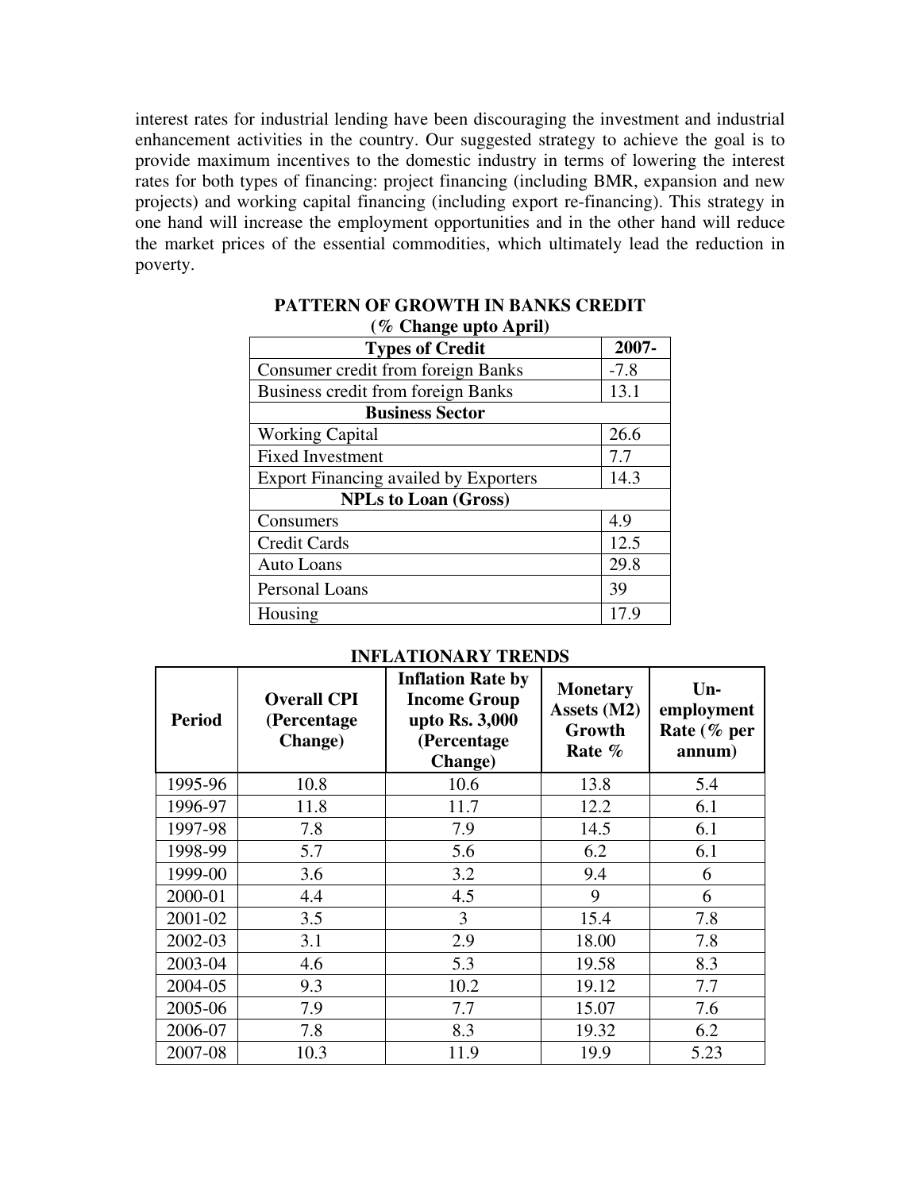interest rates for industrial lending have been discouraging the investment and industrial enhancement activities in the country. Our suggested strategy to achieve the goal is to provide maximum incentives to the domestic industry in terms of lowering the interest rates for both types of financing: project financing (including BMR, expansion and new projects) and working capital financing (including export re-financing). This strategy in one hand will increase the employment opportunities and in the other hand will reduce the market prices of the essential commodities, which ultimately lead the reduction in poverty.

**PATTERN OF GROWTH IN BANKS CREDIT**
**(% Change upto April)**

| Types of Credit | 2007- |
|---|---|
| Consumer credit from foreign Banks | -7.8 |
| Business credit from foreign Banks | 13.1 |
| **Business Sector** | |
| Working Capital | 26.6 |
| Fixed Investment | 7.7 |
| Export Financing availed by Exporters | 14.3 |
| **NPLs to Loan (Gross)** | |
| Consumers | 4.9 |
| Credit Cards | 12.5 |
| Auto Loans | 29.8 |
| Personal Loans | 39 |
| Housing | 17.9 |

**INFLATIONARY TRENDS**

| Period | Overall CPI (Percentage Change) | Inflation Rate by Income Group upto Rs. 3,000 (Percentage Change) | Monetary Assets (M2) Growth Rate % | Un-employment Rate (% per annum) |
|---|---|---|---|---|
| 1995-96 | 10.8 | 10.6 | 13.8 | 5.4 |
| 1996-97 | 11.8 | 11.7 | 12.2 | 6.1 |
| 1997-98 | 7.8 | 7.9 | 14.5 | 6.1 |
| 1998-99 | 5.7 | 5.6 | 6.2 | 6.1 |
| 1999-00 | 3.6 | 3.2 | 9.4 | 6 |
| 2000-01 | 4.4 | 4.5 | 9 | 6 |
| 2001-02 | 3.5 | 3 | 15.4 | 7.8 |
| 2002-03 | 3.1 | 2.9 | 18.00 | 7.8 |
| 2003-04 | 4.6 | 5.3 | 19.58 | 8.3 |
| 2004-05 | 9.3 | 10.2 | 19.12 | 7.7 |
| 2005-06 | 7.9 | 7.7 | 15.07 | 7.6 |
| 2006-07 | 7.8 | 8.3 | 19.32 | 6.2 |
| 2007-08 | 10.3 | 11.9 | 19.9 | 5.23 |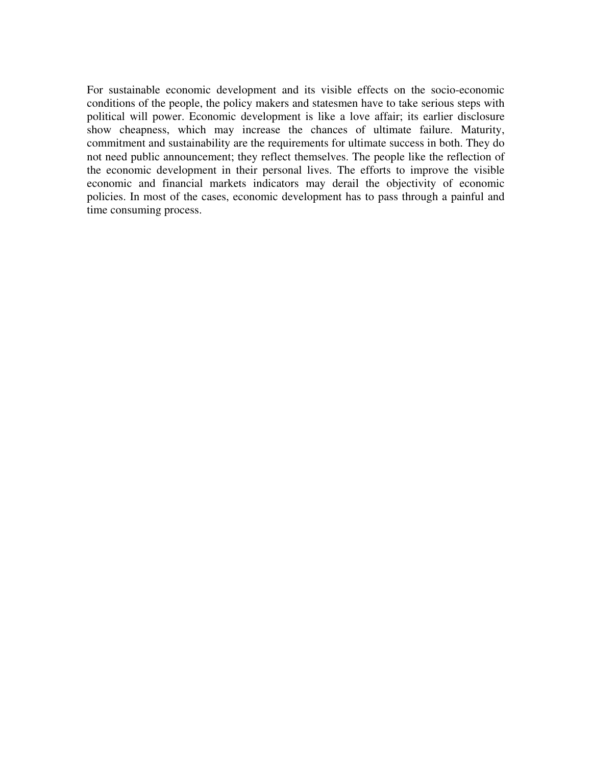For sustainable economic development and its visible effects on the socio-economic conditions of the people, the policy makers and statesmen have to take serious steps with political will power. Economic development is like a love affair; its earlier disclosure show cheapness, which may increase the chances of ultimate failure. Maturity, commitment and sustainability are the requirements for ultimate success in both. They do not need public announcement; they reflect themselves. The people like the reflection of the economic development in their personal lives. The efforts to improve the visible economic and financial markets indicators may derail the objectivity of economic policies. In most of the cases, economic development has to pass through a painful and time consuming process.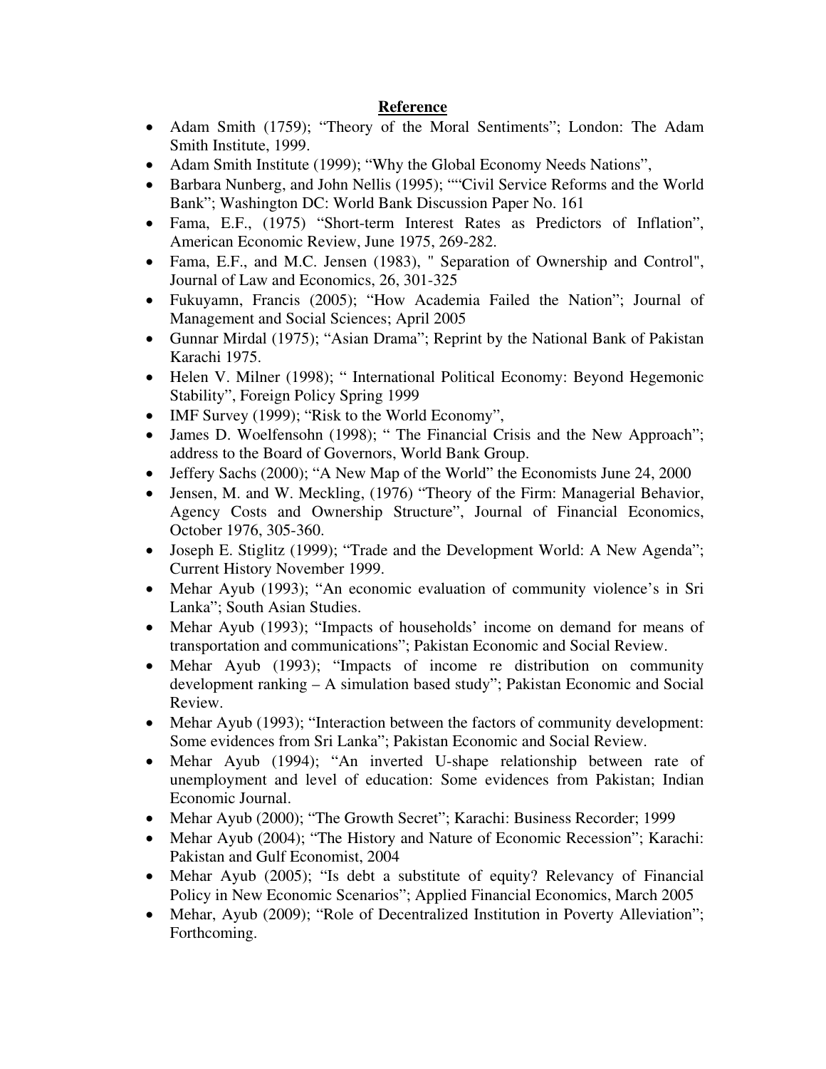## Reference

- Adam Smith (1759); "Theory of the Moral Sentiments"; London: The Adam Smith Institute, 1999.
- Adam Smith Institute (1999); "Why the Global Economy Needs Nations",
- Barbara Nunberg, and John Nellis (1995); ""Civil Service Reforms and the World Bank"; Washington DC: World Bank Discussion Paper No. 161
- Fama, E.F., (1975) "Short-term Interest Rates as Predictors of Inflation", American Economic Review, June 1975, 269-282.
- Fama, E.F., and M.C. Jensen (1983), " Separation of Ownership and Control", Journal of Law and Economics, 26, 301-325
- Fukuyamn, Francis (2005); "How Academia Failed the Nation"; Journal of Management and Social Sciences; April 2005
- Gunnar Mirdal (1975); "Asian Drama"; Reprint by the National Bank of Pakistan Karachi 1975.
- Helen V. Milner (1998); " International Political Economy: Beyond Hegemonic Stability", Foreign Policy Spring 1999
- IMF Survey (1999); "Risk to the World Economy",
- James D. Woelfensohn (1998); " The Financial Crisis and the New Approach"; address to the Board of Governors, World Bank Group.
- Jeffery Sachs (2000); "A New Map of the World" the Economists June 24, 2000
- Jensen, M. and W. Meckling, (1976) "Theory of the Firm: Managerial Behavior, Agency Costs and Ownership Structure", Journal of Financial Economics, October 1976, 305-360.
- Joseph E. Stiglitz (1999); "Trade and the Development World: A New Agenda"; Current History November 1999.
- Mehar Ayub (1993); "An economic evaluation of community violence's in Sri Lanka"; South Asian Studies.
- Mehar Ayub (1993); "Impacts of households' income on demand for means of transportation and communications"; Pakistan Economic and Social Review.
- Mehar Ayub (1993); "Impacts of income re distribution on community development ranking – A simulation based study"; Pakistan Economic and Social Review.
- Mehar Ayub (1993); "Interaction between the factors of community development: Some evidences from Sri Lanka"; Pakistan Economic and Social Review.
- Mehar Ayub (1994); "An inverted U-shape relationship between rate of unemployment and level of education: Some evidences from Pakistan; Indian Economic Journal.
- Mehar Ayub (2000); "The Growth Secret"; Karachi: Business Recorder; 1999
- Mehar Ayub (2004); "The History and Nature of Economic Recession"; Karachi: Pakistan and Gulf Economist, 2004
- Mehar Ayub (2005); "Is debt a substitute of equity? Relevancy of Financial Policy in New Economic Scenarios"; Applied Financial Economics, March 2005
- Mehar, Ayub (2009); "Role of Decentralized Institution in Poverty Alleviation"; Forthcoming.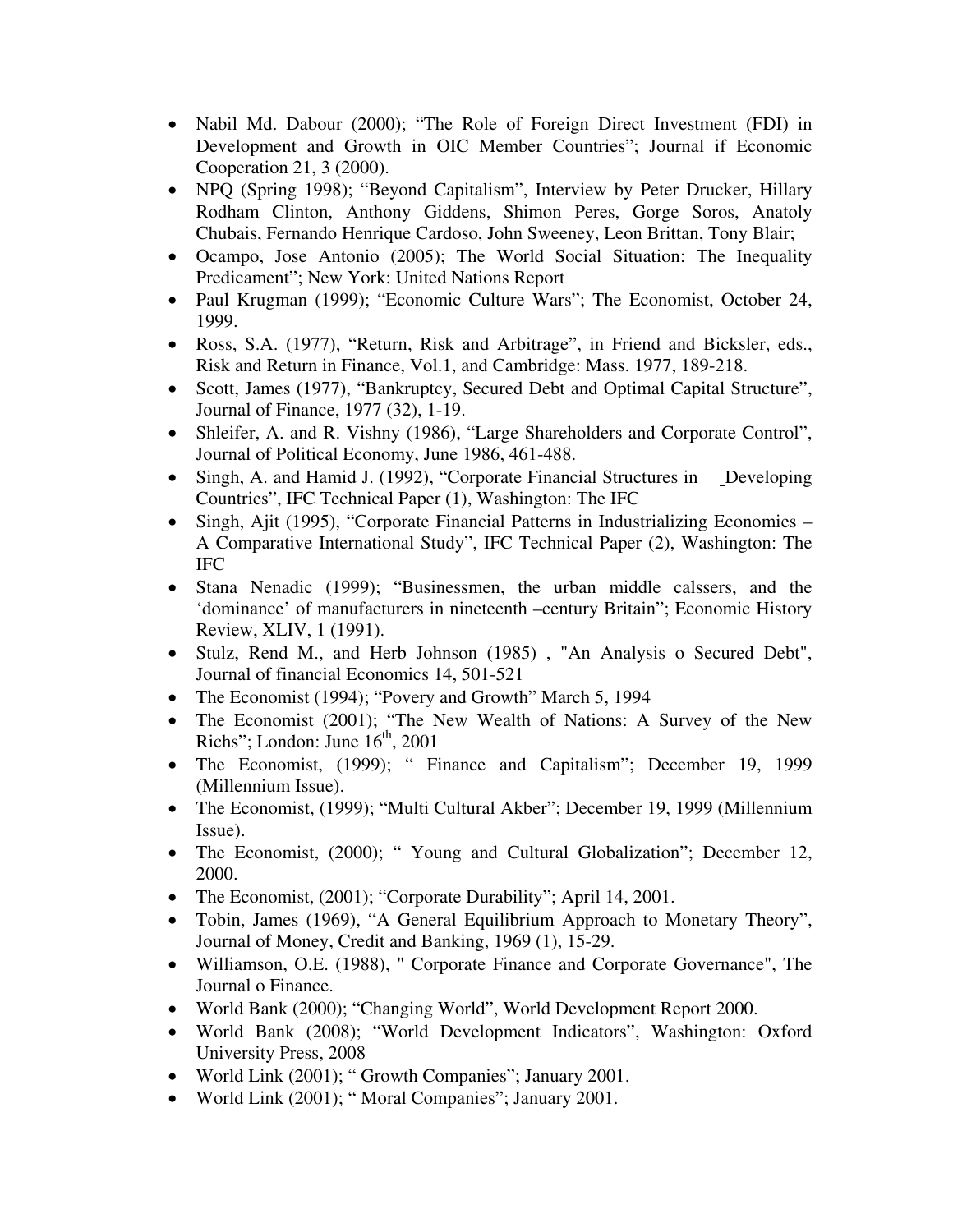- Nabil Md. Dabour (2000); "The Role of Foreign Direct Investment (FDI) in Development and Growth in OIC Member Countries"; Journal if Economic Cooperation 21, 3 (2000).
- NPQ (Spring 1998); "Beyond Capitalism", Interview by Peter Drucker, Hillary Rodham Clinton, Anthony Giddens, Shimon Peres, Gorge Soros, Anatoly Chubais, Fernando Henrique Cardoso, John Sweeney, Leon Brittan, Tony Blair;
- Ocampo, Jose Antonio (2005); The World Social Situation: The Inequality Predicament"; New York: United Nations Report
- Paul Krugman (1999); "Economic Culture Wars"; The Economist, October 24, 1999.
- Ross, S.A. (1977), "Return, Risk and Arbitrage", in Friend and Bicksler, eds., Risk and Return in Finance, Vol.1, and Cambridge: Mass. 1977, 189-218.
- Scott, James (1977), "Bankruptcy, Secured Debt and Optimal Capital Structure", Journal of Finance, 1977 (32), 1-19.
- Shleifer, A. and R. Vishny (1986), "Large Shareholders and Corporate Control", Journal of Political Economy, June 1986, 461-488.
- Singh, A. and Hamid J. (1992), "Corporate Financial Structures in Developing Countries", IFC Technical Paper (1), Washington: The IFC
- Singh, Ajit (1995), "Corporate Financial Patterns in Industrializing Economies – A Comparative International Study", IFC Technical Paper (2), Washington: The IFC
- Stana Nenadic (1999); "Businessmen, the urban middle calssers, and the 'dominance' of manufacturers in nineteenth –century Britain"; Economic History Review, XLIV, 1 (1991).
- Stulz, Rend M., and Herb Johnson (1985) , "An Analysis o Secured Debt", Journal of financial Economics 14, 501-521
- The Economist (1994); "Povery and Growth" March 5, 1994
- The Economist (2001); "The New Wealth of Nations: A Survey of the New Richs"; London: June 16th, 2001
- The Economist, (1999); " Finance and Capitalism"; December 19, 1999 (Millennium Issue).
- The Economist, (1999); "Multi Cultural Akber"; December 19, 1999 (Millennium Issue).
- The Economist, (2000); " Young and Cultural Globalization"; December 12, 2000.
- The Economist, (2001); "Corporate Durability"; April 14, 2001.
- Tobin, James (1969), "A General Equilibrium Approach to Monetary Theory", Journal of Money, Credit and Banking, 1969 (1), 15-29.
- Williamson, O.E. (1988), " Corporate Finance and Corporate Governance", The Journal o Finance.
- World Bank (2000); "Changing World", World Development Report 2000.
- World Bank (2008); "World Development Indicators", Washington: Oxford University Press, 2008
- World Link (2001); " Growth Companies"; January 2001.
- World Link (2001); " Moral Companies"; January 2001.